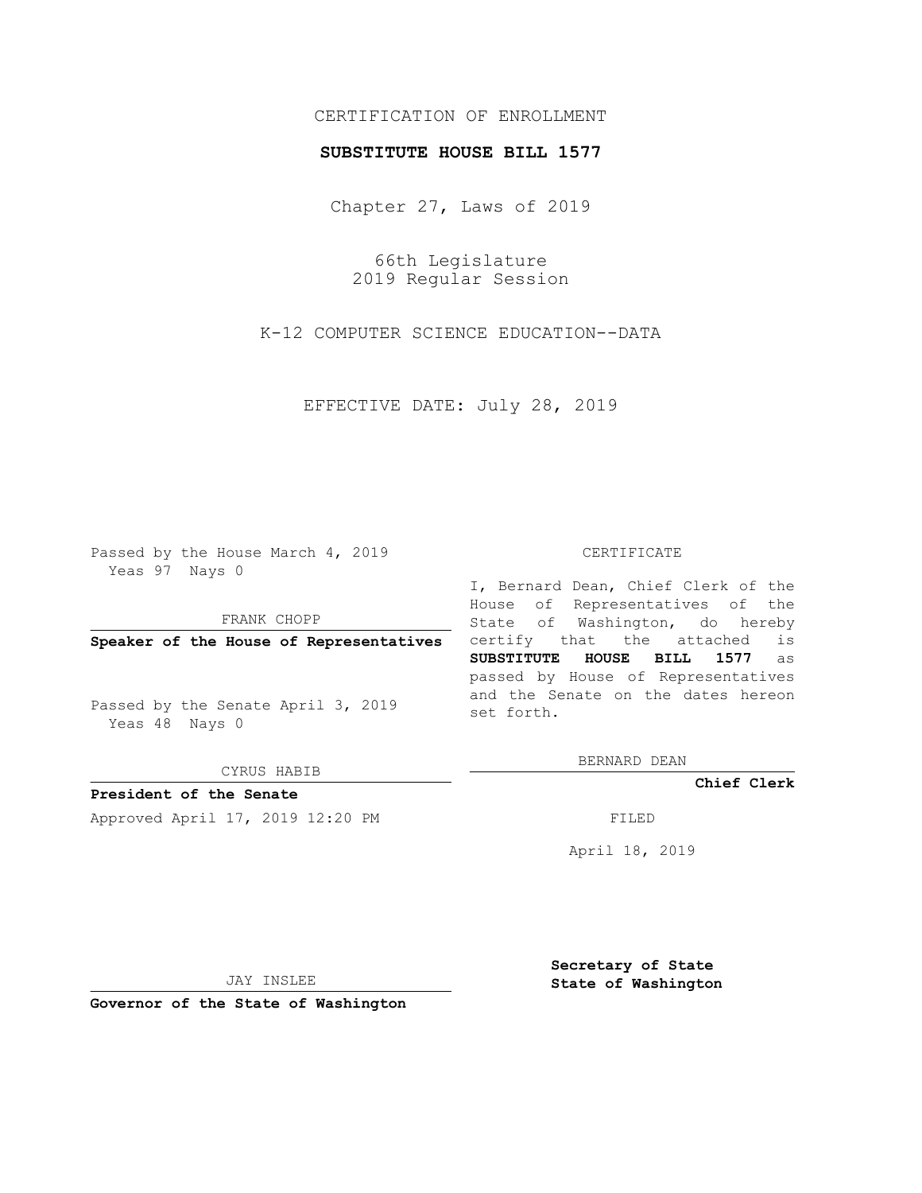CERTIFICATION OF ENROLLMENT

**SUBSTITUTE HOUSE BILL 1577**

Chapter 27, Laws of 2019

66th Legislature
2019 Regular Session

K-12 COMPUTER SCIENCE EDUCATION--DATA

EFFECTIVE DATE: July 28, 2019

Passed by the House March 4, 2019
Yeas 97 Nays 0

FRANK CHOPP

**Speaker of the House of Representatives**

Passed by the Senate April 3, 2019
Yeas 48 Nays 0

CYRUS HABIB

**President of the Senate**

Approved April 17, 2019 12:20 PM

JAY INSLEE

**Governor of the State of Washington**

CERTIFICATE

I, Bernard Dean, Chief Clerk of the House of Representatives of the State of Washington, do hereby certify that the attached is **SUBSTITUTE HOUSE BILL 1577** as passed by House of Representatives and the Senate on the dates hereon set forth.

BERNARD DEAN

**Chief Clerk**

FILED

April 18, 2019

**Secretary of State**
**State of Washington**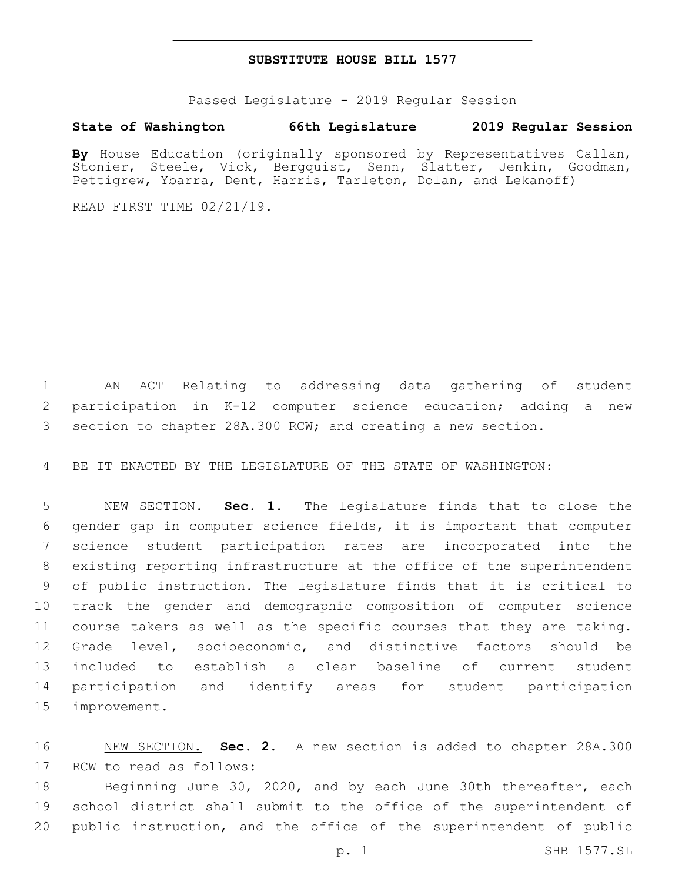# SUBSTITUTE HOUSE BILL 1577

Passed Legislature - 2019 Regular Session

**State of Washington 66th Legislature 2019 Regular Session**

**By** House Education (originally sponsored by Representatives Callan, Stonier, Steele, Vick, Bergquist, Senn, Slatter, Jenkin, Goodman, Pettigrew, Ybarra, Dent, Harris, Tarleton, Dolan, and Lekanoff)

READ FIRST TIME 02/21/19.

AN ACT Relating to addressing data gathering of student participation in K-12 computer science education; adding a new section to chapter 28A.300 RCW; and creating a new section.

BE IT ENACTED BY THE LEGISLATURE OF THE STATE OF WASHINGTON:

NEW SECTION. **Sec. 1.** The legislature finds that to close the gender gap in computer science fields, it is important that computer science student participation rates are incorporated into the existing reporting infrastructure at the office of the superintendent of public instruction. The legislature finds that it is critical to track the gender and demographic composition of computer science course takers as well as the specific courses that they are taking. Grade level, socioeconomic, and distinctive factors should be included to establish a clear baseline of current student participation and identify areas for student participation improvement.

NEW SECTION. **Sec. 2.** A new section is added to chapter 28A.300 RCW to read as follows:

Beginning June 30, 2020, and by each June 30th thereafter, each school district shall submit to the office of the superintendent of public instruction, and the office of the superintendent of public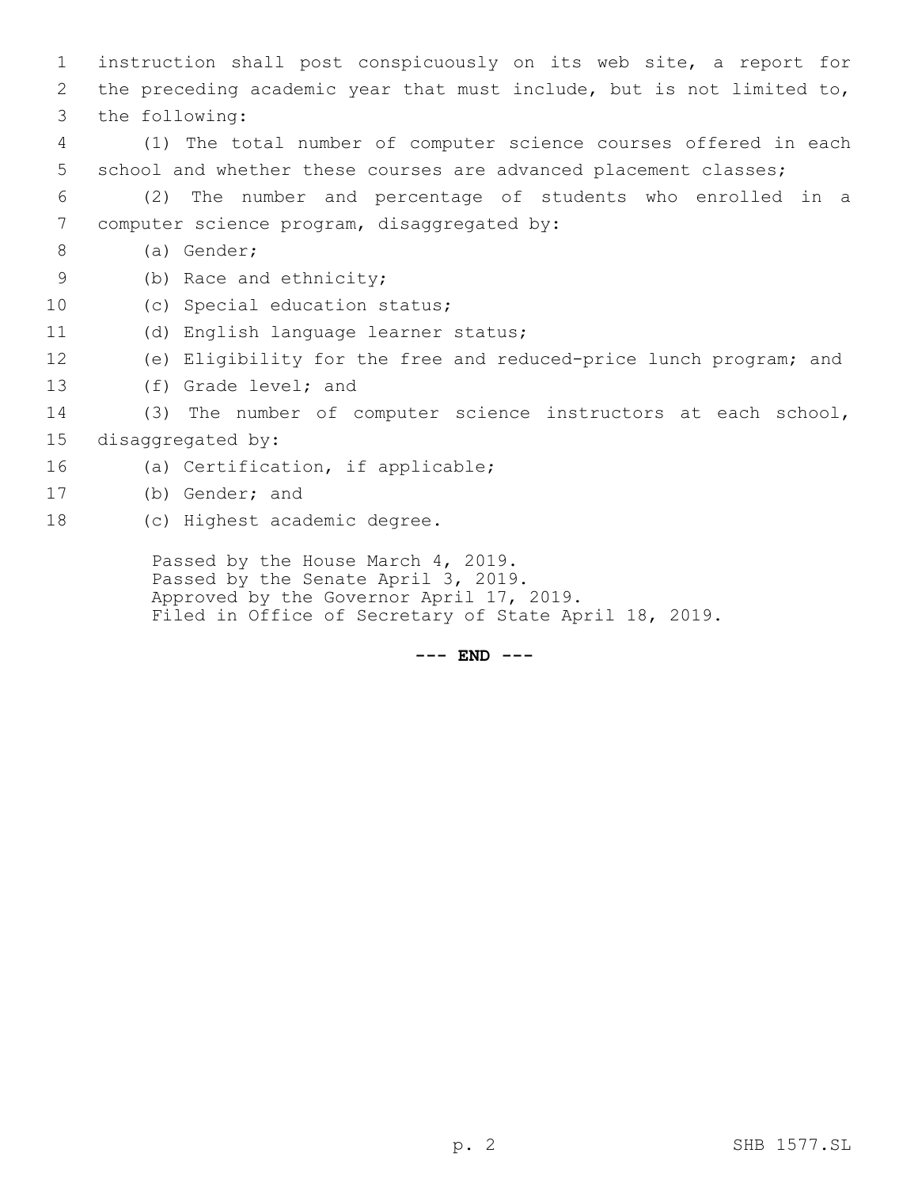instruction shall post conspicuously on its web site, a report for the preceding academic year that must include, but is not limited to, the following:

(1) The total number of computer science courses offered in each school and whether these courses are advanced placement classes;

(2) The number and percentage of students who enrolled in a computer science program, disaggregated by:

(a) Gender;

(b) Race and ethnicity;

(c) Special education status;

(d) English language learner status;

(e) Eligibility for the free and reduced-price lunch program; and

(f) Grade level; and

(3) The number of computer science instructors at each school, disaggregated by:

(a) Certification, if applicable;

(b) Gender; and

(c) Highest academic degree.

Passed by the House March 4, 2019.
Passed by the Senate April 3, 2019.
Approved by the Governor April 17, 2019.
Filed in Office of Secretary of State April 18, 2019.

**--- END ---**